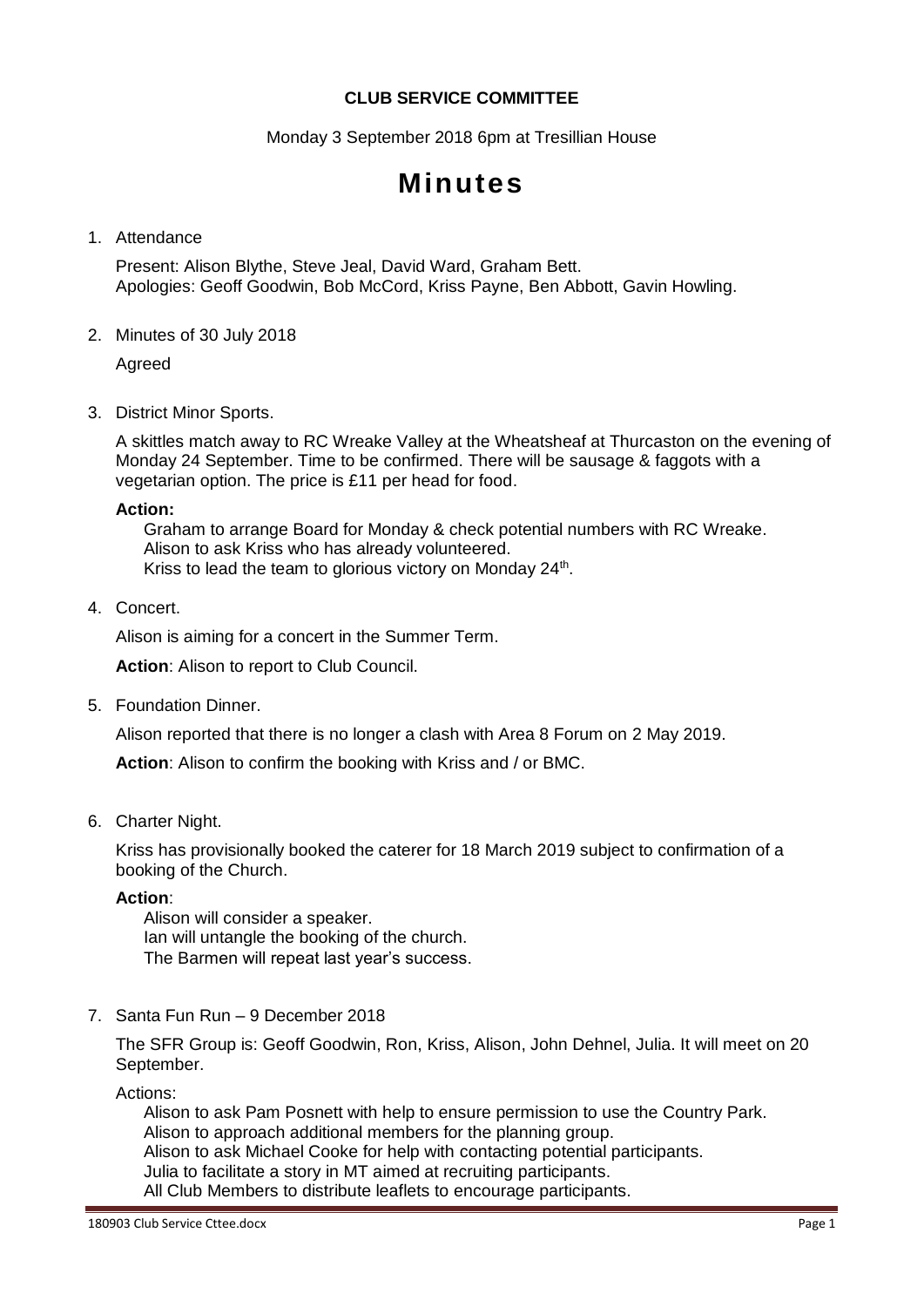**CLUB SERVICE COMMITTEE**

Monday 3 September 2018 6pm at Tresillian House

# Minutes

1. Attendance

   Present: Alison Blythe, Steve Jeal, David Ward, Graham Bett.
   Apologies: Geoff Goodwin, Bob McCord, Kriss Payne, Ben Abbott, Gavin Howling.

2. Minutes of 30 July 2018

   Agreed

3. District Minor Sports.

   A skittles match away to RC Wreake Valley at the Wheatsheaf at Thurcaston on the evening of Monday 24 September. Time to be confirmed. There will be sausage & faggots with a vegetarian option. The price is £11 per head for food.

   **Action:**
   Graham to arrange Board for Monday & check potential numbers with RC Wreake.
   Alison to ask Kriss who has already volunteered.
   Kriss to lead the team to glorious victory on Monday 24th.

4. Concert.

   Alison is aiming for a concert in the Summer Term.

   **Action**: Alison to report to Club Council.

5. Foundation Dinner.

   Alison reported that there is no longer a clash with Area 8 Forum on 2 May 2019.

   **Action**: Alison to confirm the booking with Kriss and / or BMC.

6. Charter Night.

   Kriss has provisionally booked the caterer for 18 March 2019 subject to confirmation of a booking of the Church.

   **Action**:
   Alison will consider a speaker.
   Ian will untangle the booking of the church.
   The Barmen will repeat last year's success.

7. Santa Fun Run – 9 December 2018

   The SFR Group is: Geoff Goodwin, Ron, Kriss, Alison, John Dehnel, Julia. It will meet on 20 September.

   Actions:
   Alison to ask Pam Posnett with help to ensure permission to use the Country Park.
   Alison to approach additional members for the planning group.
   Alison to ask Michael Cooke for help with contacting potential participants.
   Julia to facilitate a story in MT aimed at recruiting participants.
   All Club Members to distribute leaflets to encourage participants.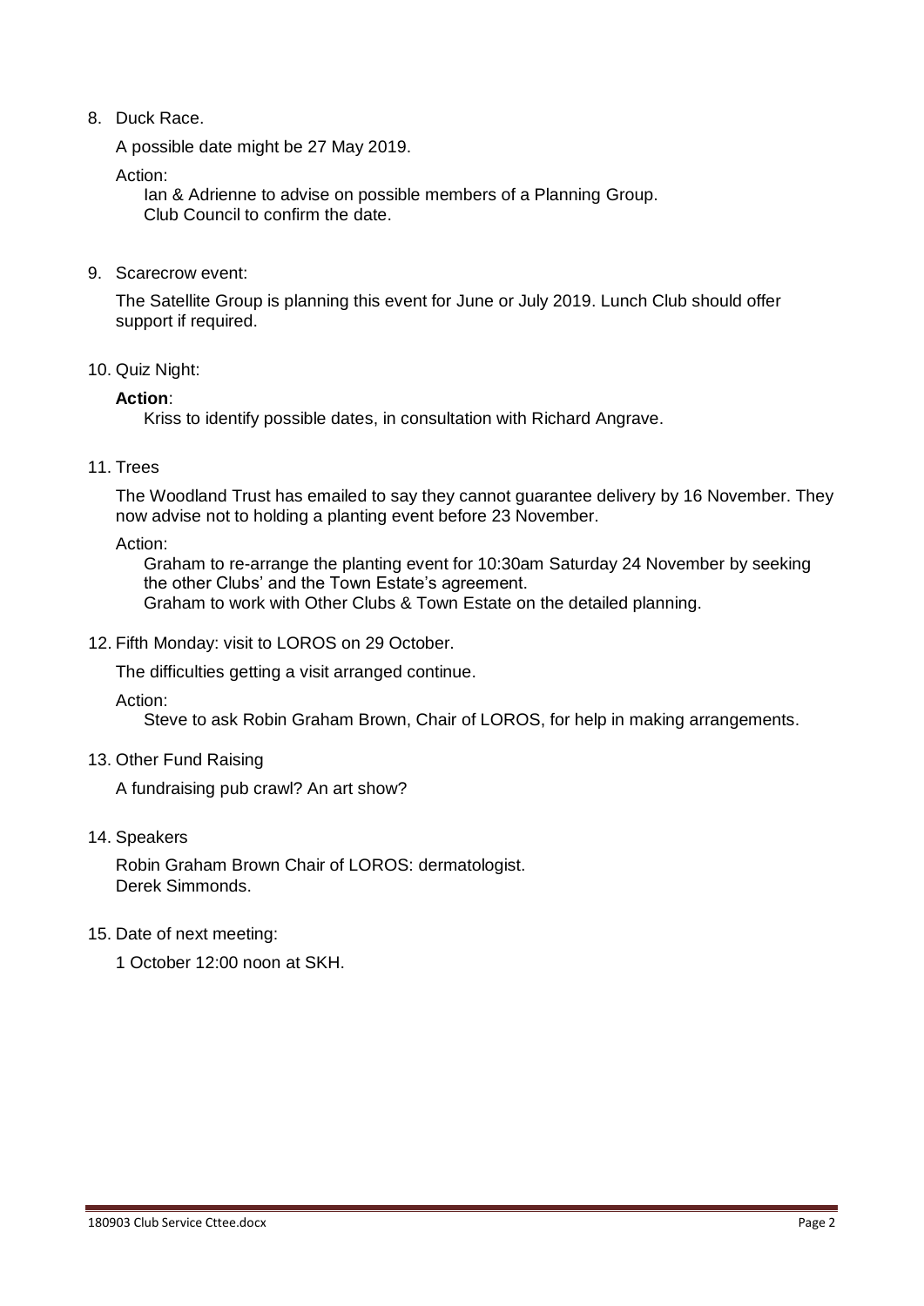8. Duck Race.

   A possible date might be 27 May 2019.

   Action:

   Ian & Adrienne to advise on possible members of a Planning Group.
   Club Council to confirm the date.

9. Scarecrow event:

   The Satellite Group is planning this event for June or July 2019. Lunch Club should offer support if required.

10. Quiz Night:

    **Action**:

    Kriss to identify possible dates, in consultation with Richard Angrave.

11. Trees

    The Woodland Trust has emailed to say they cannot guarantee delivery by 16 November. They now advise not to holding a planting event before 23 November.

    Action:

    Graham to re-arrange the planting event for 10:30am Saturday 24 November by seeking the other Clubs' and the Town Estate's agreement.
    Graham to work with Other Clubs & Town Estate on the detailed planning.

12. Fifth Monday: visit to LOROS on 29 October.

    The difficulties getting a visit arranged continue.

    Action:

    Steve to ask Robin Graham Brown, Chair of LOROS, for help in making arrangements.

13. Other Fund Raising

    A fundraising pub crawl? An art show?

14. Speakers

    Robin Graham Brown Chair of LOROS: dermatologist.
    Derek Simmonds.

15. Date of next meeting:

    1 October 12:00 noon at SKH.